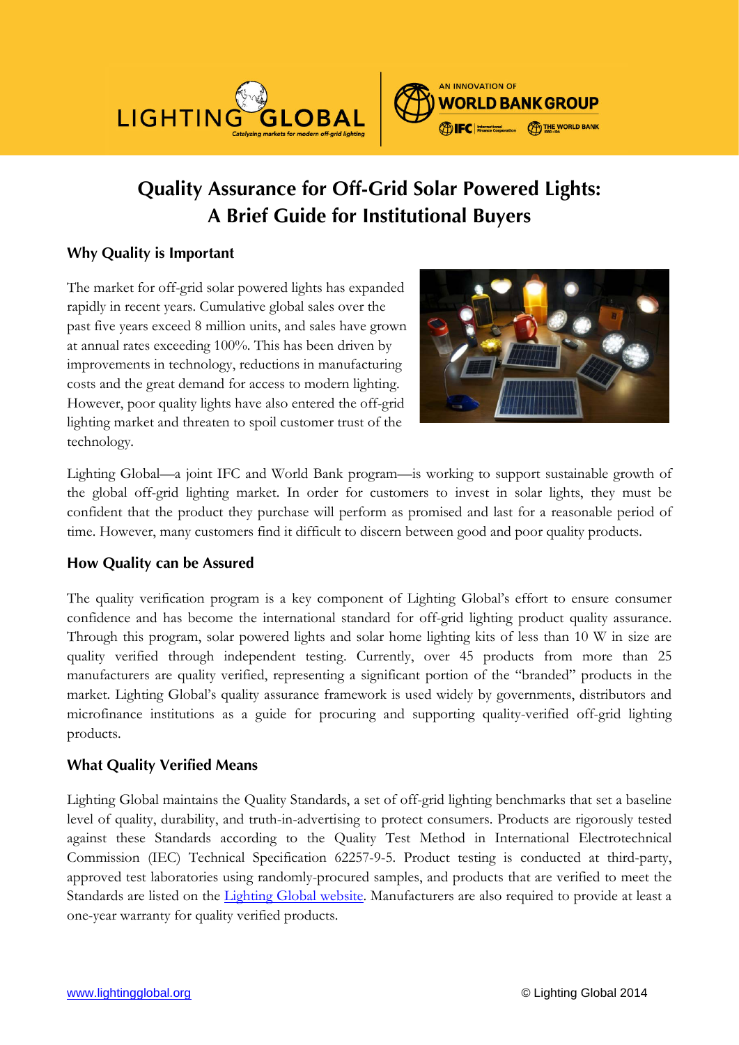# Quality Assurance for Off-Grid Solar Powered Lights: A Brief Guide for Institutional Buyers

## Why Quality is Important

The market for off-grid solar powered lights has expanded rapidly in recent years. Cumulative global sales over the past five years exceed 8 million units, and sales have grown at annual rates exceeding 100%. This has been driven by improvements in technology, reductions in manufacturing costs and the great demand for access to modern lighting. However, poor quality lights have also entered the off-grid lighting market and threaten to spoil customer trust of the technology.

Lighting Global—a joint IFC and World Bank program—is working to support sustainable growth of the global off-grid lighting market. In order for customers to invest in solar lights, they must be confident that the product they purchase will perform as promised and last for a reasonable period of time. However, many customers find it difficult to discern between good and poor quality products.

## How Quality can be Assured

The quality verification program is a key component of Lighting Global's effort to ensure consumer confidence and has become the international standard for off-grid lighting product quality assurance. Through this program, solar powered lights and solar home lighting kits of less than 10 W in size are quality verified through independent testing. Currently, over 45 products from more than 25 manufacturers are quality verified, representing a significant portion of the "branded" products in the market. Lighting Global's quality assurance framework is used widely by governments, distributors and microfinance institutions as a guide for procuring and supporting quality-verified off-grid lighting products.

## What Quality Verified Means

Lighting Global maintains the Quality Standards, a set of off-grid lighting benchmarks that set a baseline level of quality, durability, and truth-in-advertising to protect consumers. Products are rigorously tested against these Standards according to the Quality Test Method in International Electrotechnical Commission (IEC) Technical Specification 62257-9-5. Product testing is conducted at third-party, approved test laboratories using randomly-procured samples, and products that are verified to meet the Standards are listed on the [Lighting Global website](). Manufacturers are also required to provide at least a one-year warranty for quality verified products.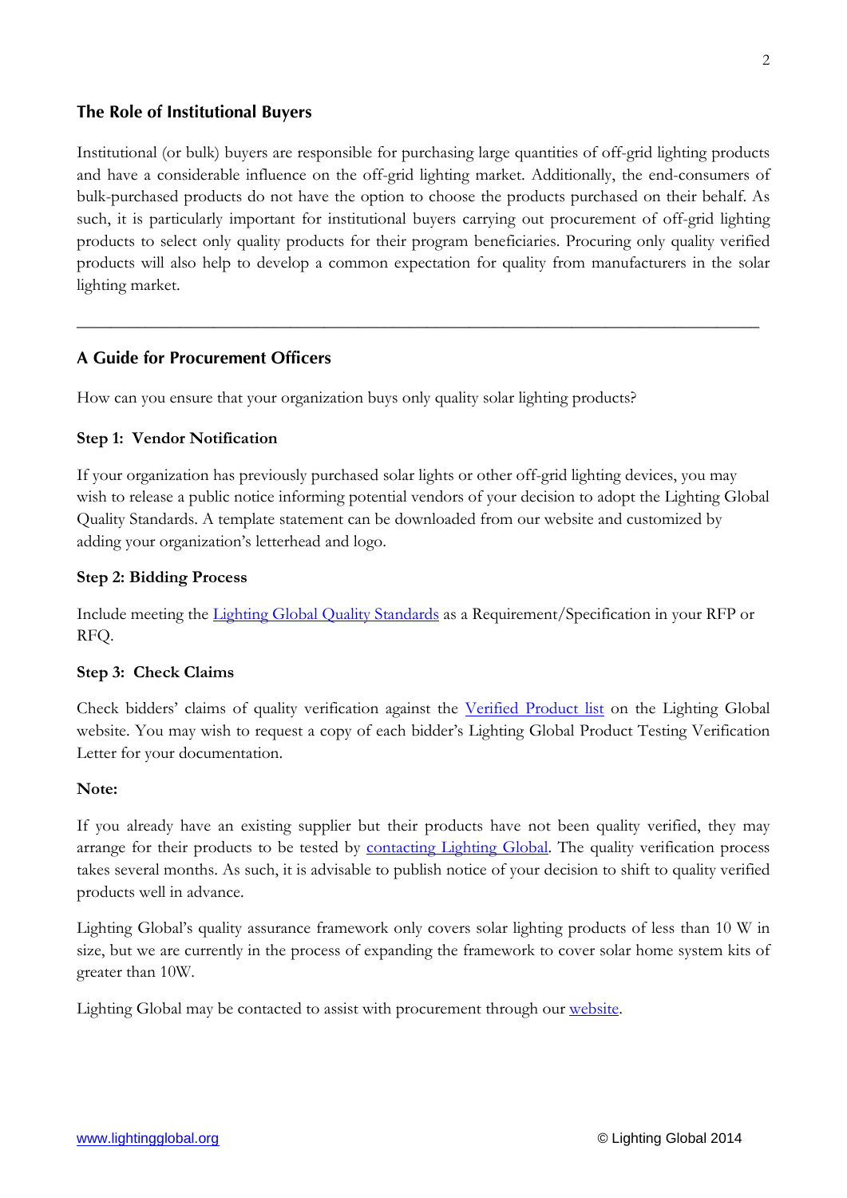## The Role of Institutional Buyers

Institutional (or bulk) buyers are responsible for purchasing large quantities of off-grid lighting products and have a considerable influence on the off-grid lighting market. Additionally, the end-consumers of bulk-purchased products do not have the option to choose the products purchased on their behalf. As such, it is particularly important for institutional buyers carrying out procurement of off-grid lighting products to select only quality products for their program beneficiaries. Procuring only quality verified products will also help to develop a common expectation for quality from manufacturers in the solar lighting market.

---

## A Guide for Procurement Officers

How can you ensure that your organization buys only quality solar lighting products?

### Step 1: Vendor Notification

If your organization has previously purchased solar lights or other off-grid lighting devices, you may wish to release a public notice informing potential vendors of your decision to adopt the Lighting Global Quality Standards. A template statement can be downloaded from our website and customized by adding your organization's letterhead and logo.

### Step 2: Bidding Process

Include meeting the Lighting Global Quality Standards as a Requirement/Specification in your RFP or RFQ.

### Step 3: Check Claims

Check bidders' claims of quality verification against the Verified Product list on the Lighting Global website. You may wish to request a copy of each bidder's Lighting Global Product Testing Verification Letter for your documentation.

**Note:**

If you already have an existing supplier but their products have not been quality verified, they may arrange for their products to be tested by contacting Lighting Global. The quality verification process takes several months. As such, it is advisable to publish notice of your decision to shift to quality verified products well in advance.

Lighting Global's quality assurance framework only covers solar lighting products of less than 10 W in size, but we are currently in the process of expanding the framework to cover solar home system kits of greater than 10W.

Lighting Global may be contacted to assist with procurement through our website.